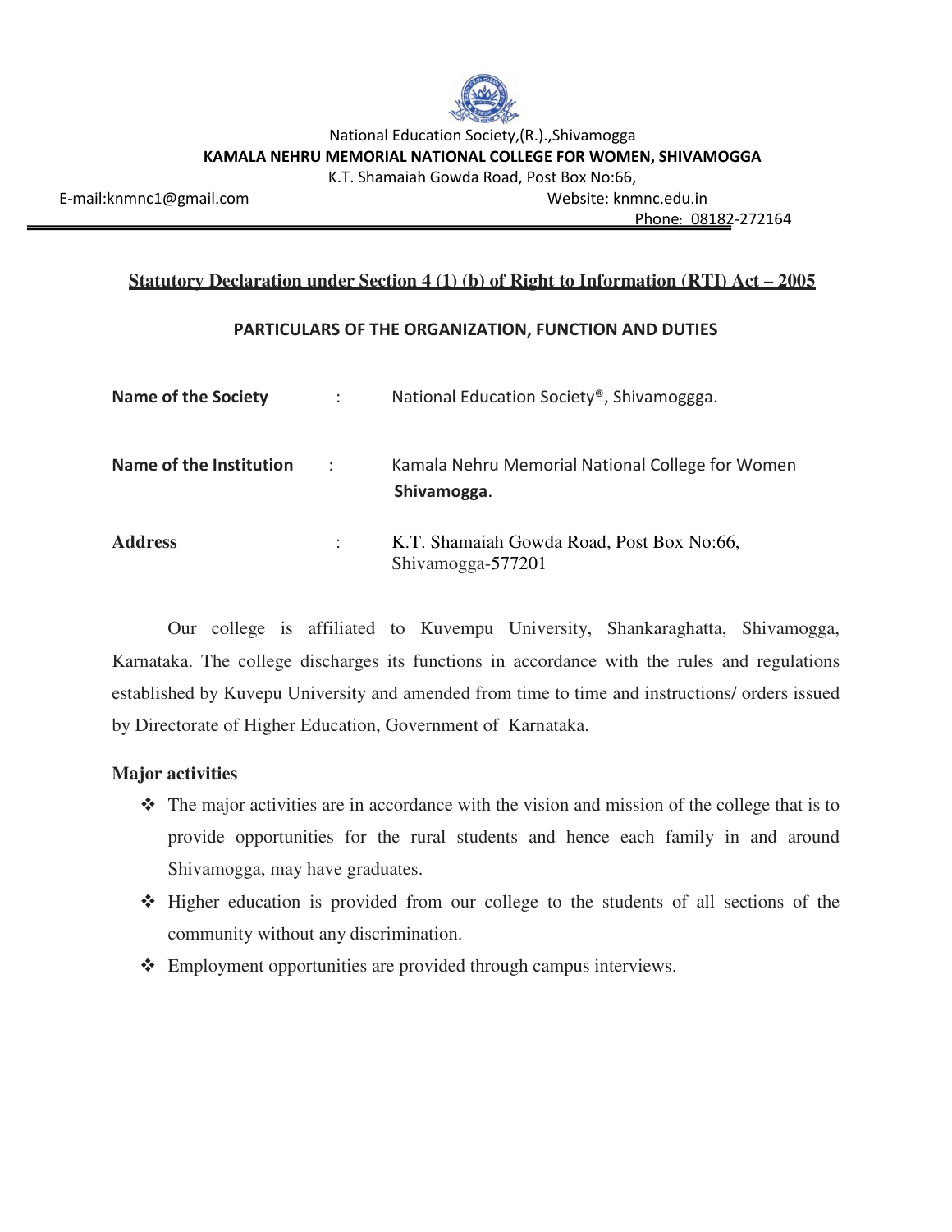National Education Society,(R.).,Shivamogga

**KAMALA NEHRU MEMORIAL NATIONAL COLLEGE FOR WOMEN, SHIVAMOGGA**

K.T. Shamaiah Gowda Road, Post Box No:66,

E-mail:knmnc1@gmail.com Website: knmnc.edu.in

Phone: 08182-272164

## Statutory Declaration under Section 4 (1) (b) of Right to Information (RTI) Act – 2005

### PARTICULARS OF THE ORGANIZATION, FUNCTION AND DUTIES

| | | |
|---|---|---|
| **Name of the Society** | : | National Education Society®, Shivamoggga. |
| **Name of the Institution** | : | Kamala Nehru Memorial National College for Women **Shivamogga**. |
| **Address** | : | K.T. Shamaiah Gowda Road, Post Box No:66, Shivamogga-577201 |

Our college is affiliated to Kuvempu University, Shankaraghatta, Shivamogga, Karnataka. The college discharges its functions in accordance with the rules and regulations established by Kuvepu University and amended from time to time and instructions/ orders issued by Directorate of Higher Education, Government of Karnataka.

**Major activities**

- The major activities are in accordance with the vision and mission of the college that is to provide opportunities for the rural students and hence each family in and around Shivamogga, may have graduates.
- Higher education is provided from our college to the students of all sections of the community without any discrimination.
- Employment opportunities are provided through campus interviews.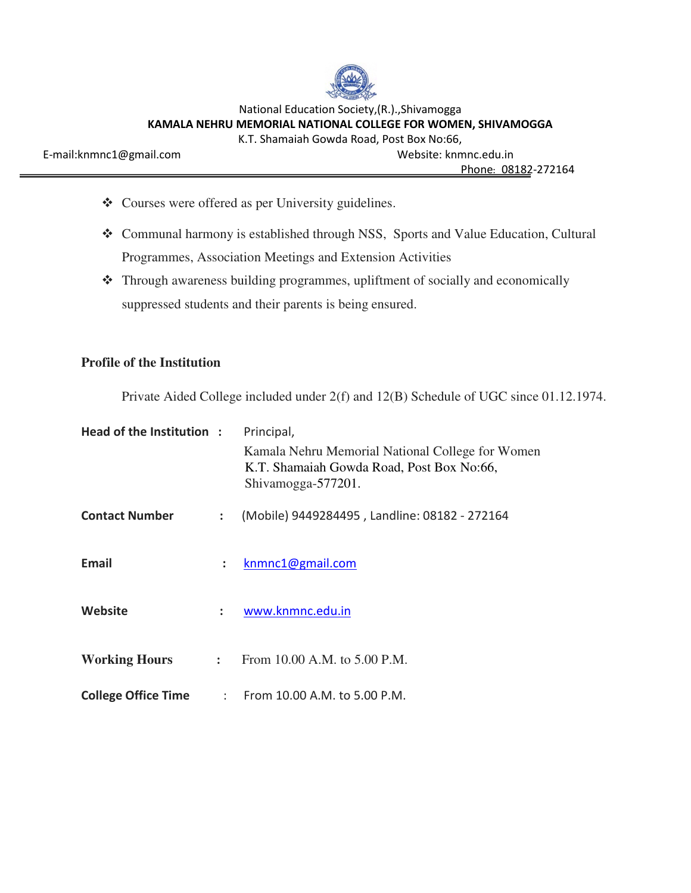- Courses were offered as per University guidelines.
- Communal harmony is established through NSS, Sports and Value Education, Cultural Programmes, Association Meetings and Extension Activities
- Through awareness building programmes, upliftment of socially and economically suppressed students and their parents is being ensured.

## Profile of the Institution

Private Aided College included under 2(f) and 12(B) Schedule of UGC since 01.12.1974.

**Head of the Institution** : Principal,
Kamala Nehru Memorial National College for Women
K.T. Shamaiah Gowda Road, Post Box No:66,
Shivamogga-577201.

**Contact Number** : (Mobile) 9449284495 , Landline: 08182 - 272164

**Email** : knmnc1@gmail.com

**Website** : www.knmnc.edu.in

**Working Hours** : From 10.00 A.M. to 5.00 P.M.

**College Office Time** : From 10.00 A.M. to 5.00 P.M.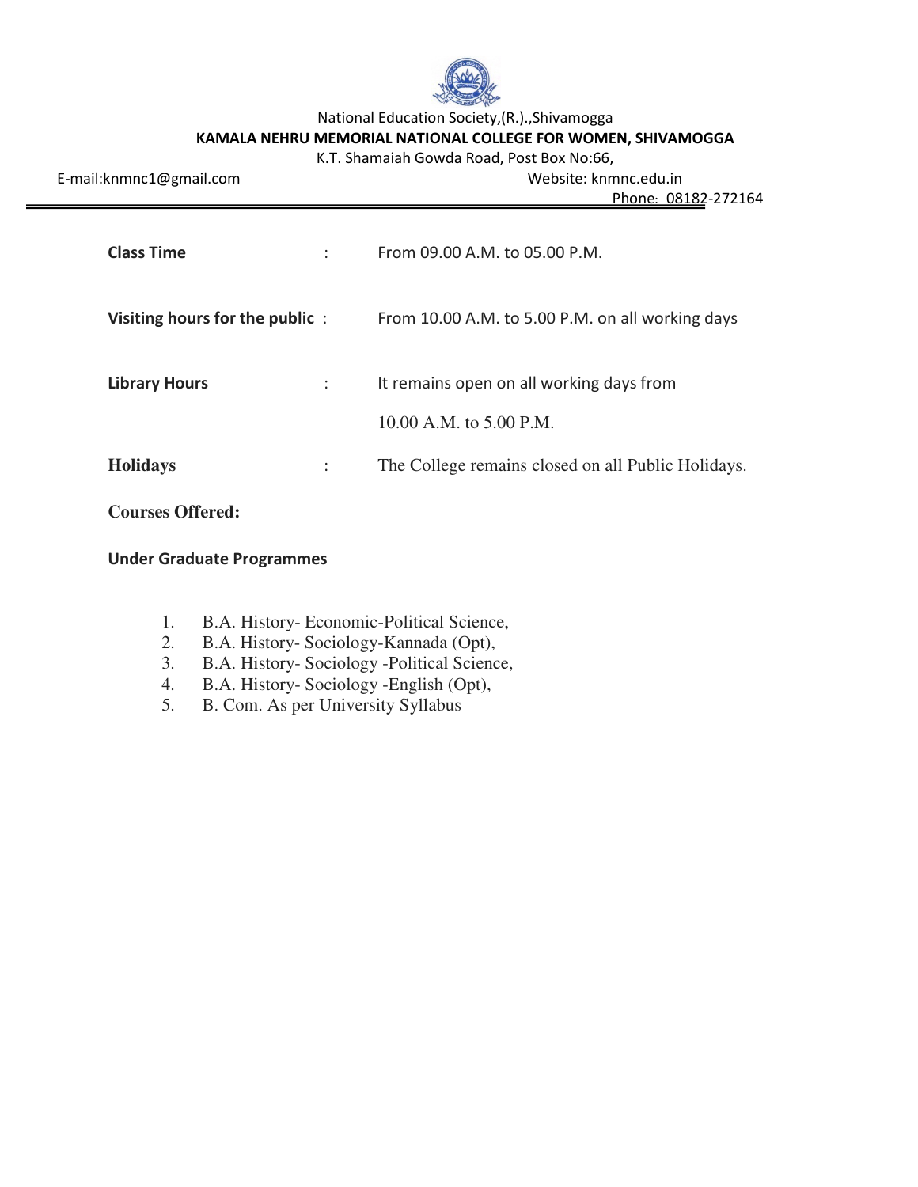National Education Society,(R.).,Shivamogga

**KAMALA NEHRU MEMORIAL NATIONAL COLLEGE FOR WOMEN, SHIVAMOGGA**

K.T. Shamaiah Gowda Road, Post Box No:66,

E-mail:knmnc1@gmail.com Website: knmnc.edu.in

Phone: 08182-272164

---

**Class Time** : From 09.00 A.M. to 05.00 P.M.

**Visiting hours for the public** : From 10.00 A.M. to 5.00 P.M. on all working days

**Library Hours** : It remains open on all working days from 10.00 A.M. to 5.00 P.M.

**Holidays** : The College remains closed on all Public Holidays.

**Courses Offered:**

**Under Graduate Programmes**

1. B.A. History- Economic-Political Science,
2. B.A. History- Sociology-Kannada (Opt),
3. B.A. History- Sociology -Political Science,
4. B.A. History- Sociology -English (Opt),
5. B. Com. As per University Syllabus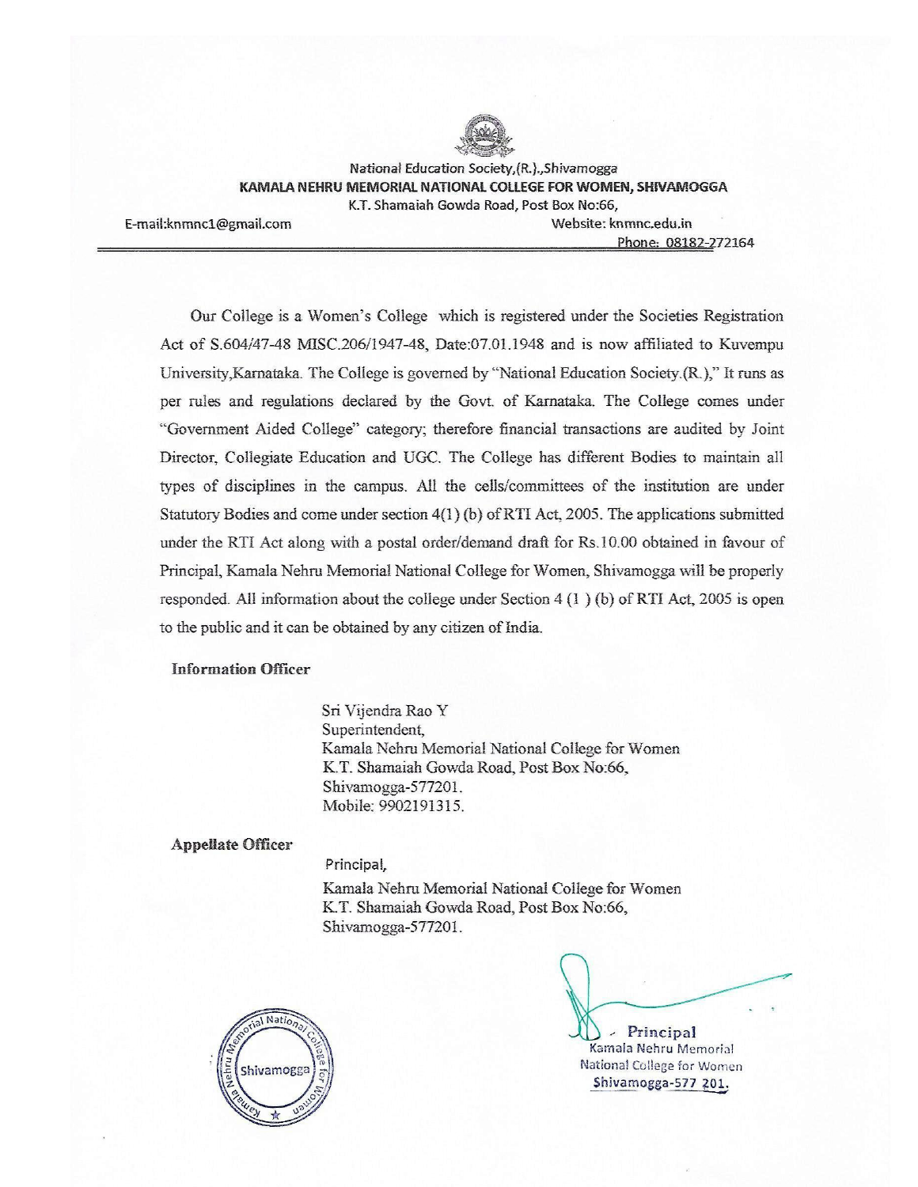National Education Society,(R.).,Shivamogga

**KAMALA NEHRU MEMORIAL NATIONAL COLLEGE FOR WOMEN, SHIVAMOGGA**

K.T. Shamaiah Gowda Road, Post Box No:66,

E-mail:knmnc1@gmail.com

Website: knmnc.edu.in

Phone: 08182-272164

---

Our College is a Women's College which is registered under the Societies Registration Act of S.604/47-48 MISC.206/1947-48, Date:07.01.1948 and is now affiliated to Kuvempu University,Karnataka. The College is governed by "National Education Society.(R.)," It runs as per rules and regulations declared by the Govt. of Karnataka. The College comes under "Government Aided College" category; therefore financial transactions are audited by Joint Director, Collegiate Education and UGC. The College has different Bodies to maintain all types of disciplines in the campus. All the cells/committees of the institution are under Statutory Bodies and come under section 4(1) (b) of RTI Act, 2005. The applications submitted under the RTI Act along with a postal order/demand draft for Rs.10.00 obtained in favour of Principal, Kamala Nehru Memorial National College for Women, Shivamogga will be properly responded. All information about the college under Section 4 (1 ) (b) of RTI Act, 2005 is open to the public and it can be obtained by any citizen of India.

**Information Officer**

Sri Vijendra Rao Y
Superintendent,
Kamala Nehru Memorial National College for Women
K.T. Shamaiah Gowda Road, Post Box No:66,
Shivamogga-577201.
Mobile: 9902191315.

**Appellate Officer**

Principal,
Kamala Nehru Memorial National College for Women
K.T. Shamaiah Gowda Road, Post Box No:66,
Shivamogga-577201.

Kamala Nehru Memorial National College for Women Shivamogga

**Principal**
Kamala Nehru Memorial
National College for Women
Shivamogga-577 201.